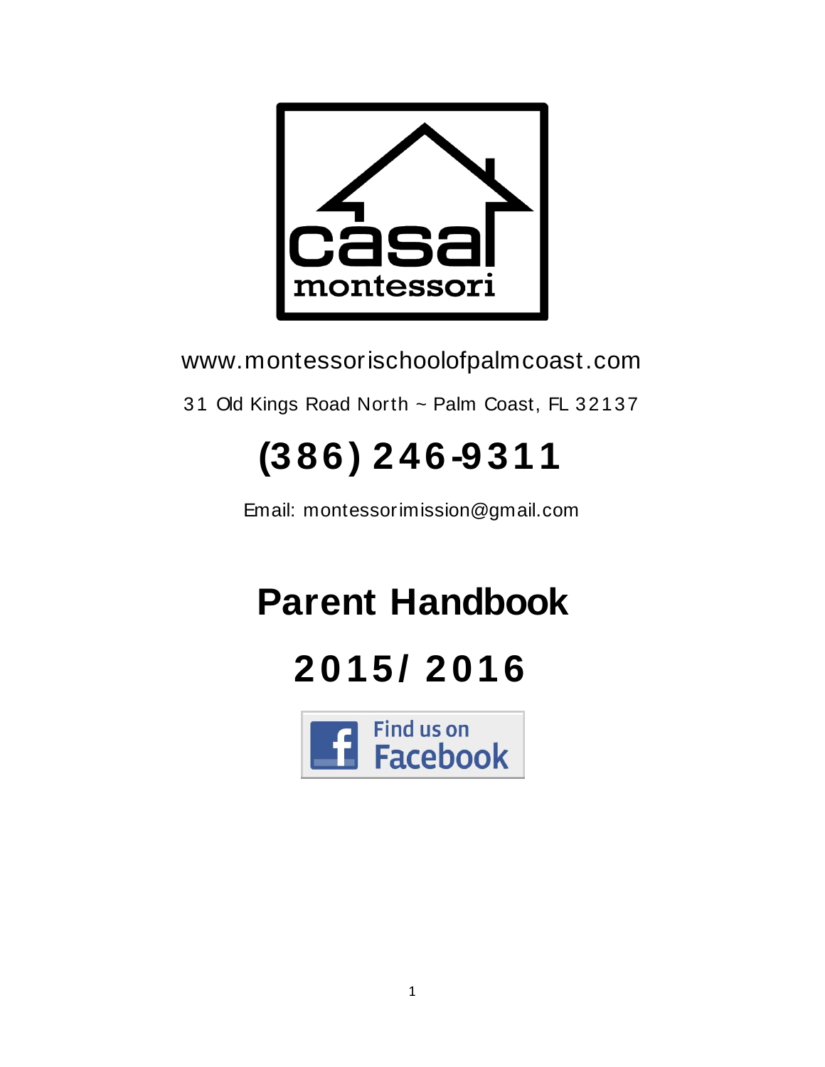casa montessori

www.montessorischoolofpalmcoast.com

31 Old Kings Road North ~ Palm Coast, FL 32137

# (386) 246-9311

Email: montessorimission@gmail.com

# Parent Handbook

# 2015/ 2016

Find us on Facebook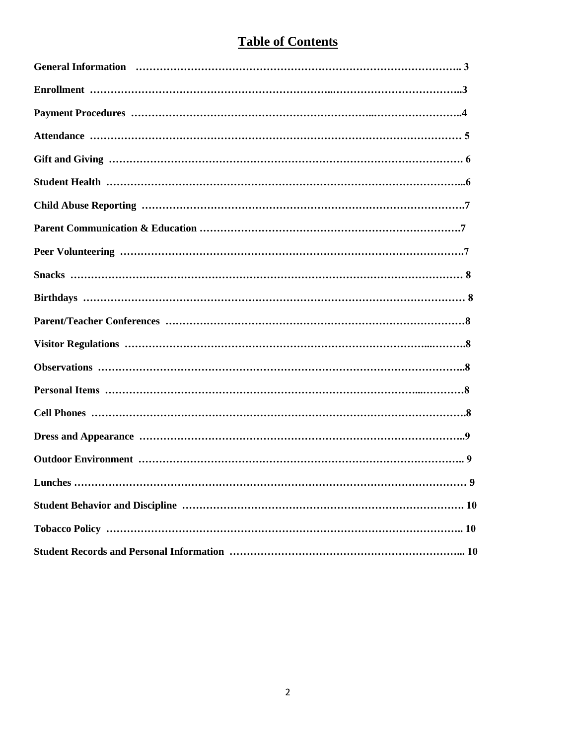# Table of Contents

**General Information** …………………………………………………………………………………….. 3

**Enrollment** ………………………………………………………..………………………………..3

**Payment Procedures** …………………………………………………………..……………………..4

**Attendance** ………………………………………………………………………………………… 5

**Gift and Giving** ……………………………………………………………………………………. 6

**Student Health** ……………………………………………………………………………………...6

**Child Abuse Reporting** ………………………………………………………………………………….7

**Parent Communication & Education** …………………………………………………………………….7

**Peer Volunteering** ……………………………………………………………………………………….7

**Snacks** ………………………………………………………………………………………………… 8

**Birthdays** ………………………………………………………………………………………………… 8

**Parent/Teacher Conferences** ……………………………………………………………………………8

**Visitor Regulations** ………………………………………………………………………...……….8

**Observations** ……………………………………………………………………………………………..8

**Personal Items** ………………………………………………………………………...…………8

**Cell Phones** ……………………………………………………………………………………………….8

**Dress and Appearance** ……………………………………………………………………………………..9

**Outdoor Environment** …………………………………………………………………………….. 9

**Lunches** ………………………………………………………………………………………………… 9

**Student Behavior and Discipline** ………………………………………………………………………. 10

**Tobacco Policy** ……………………………………………………………………………….. 10

**Student Records and Personal Information** …………………………………………………………... 10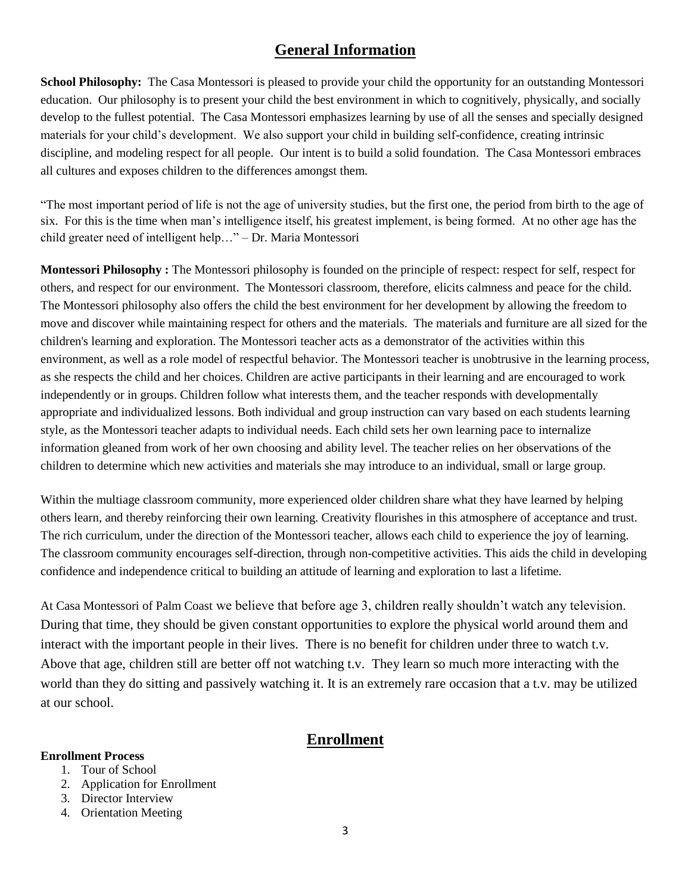## General Information

**School Philosophy:** The Casa Montessori is pleased to provide your child the opportunity for an outstanding Montessori education. Our philosophy is to present your child the best environment in which to cognitively, physically, and socially develop to the fullest potential. The Casa Montessori emphasizes learning by use of all the senses and specially designed materials for your child's development. We also support your child in building self-confidence, creating intrinsic discipline, and modeling respect for all people. Our intent is to build a solid foundation. The Casa Montessori embraces all cultures and exposes children to the differences amongst them.

"The most important period of life is not the age of university studies, but the first one, the period from birth to the age of six. For this is the time when man's intelligence itself, his greatest implement, is being formed. At no other age has the child greater need of intelligent help…" – Dr. Maria Montessori

**Montessori Philosophy :** The Montessori philosophy is founded on the principle of respect: respect for self, respect for others, and respect for our environment. The Montessori classroom, therefore, elicits calmness and peace for the child. The Montessori philosophy also offers the child the best environment for her development by allowing the freedom to move and discover while maintaining respect for others and the materials. The materials and furniture are all sized for the children's learning and exploration. The Montessori teacher acts as a demonstrator of the activities within this environment, as well as a role model of respectful behavior. The Montessori teacher is unobtrusive in the learning process, as she respects the child and her choices. Children are active participants in their learning and are encouraged to work independently or in groups. Children follow what interests them, and the teacher responds with developmentally appropriate and individualized lessons. Both individual and group instruction can vary based on each students learning style, as the Montessori teacher adapts to individual needs. Each child sets her own learning pace to internalize information gleaned from work of her own choosing and ability level. The teacher relies on her observations of the children to determine which new activities and materials she may introduce to an individual, small or large group.

Within the multiage classroom community, more experienced older children share what they have learned by helping others learn, and thereby reinforcing their own learning. Creativity flourishes in this atmosphere of acceptance and trust. The rich curriculum, under the direction of the Montessori teacher, allows each child to experience the joy of learning. The classroom community encourages self-direction, through non-competitive activities. This aids the child in developing confidence and independence critical to building an attitude of learning and exploration to last a lifetime.

At Casa Montessori of Palm Coast we believe that before age 3, children really shouldn't watch any television. During that time, they should be given constant opportunities to explore the physical world around them and interact with the important people in their lives. There is no benefit for children under three to watch t.v. Above that age, children still are better off not watching t.v. They learn so much more interacting with the world than they do sitting and passively watching it. It is an extremely rare occasion that a t.v. may be utilized at our school.

## Enrollment

**Enrollment Process**

1. Tour of School
2. Application for Enrollment
3. Director Interview
4. Orientation Meeting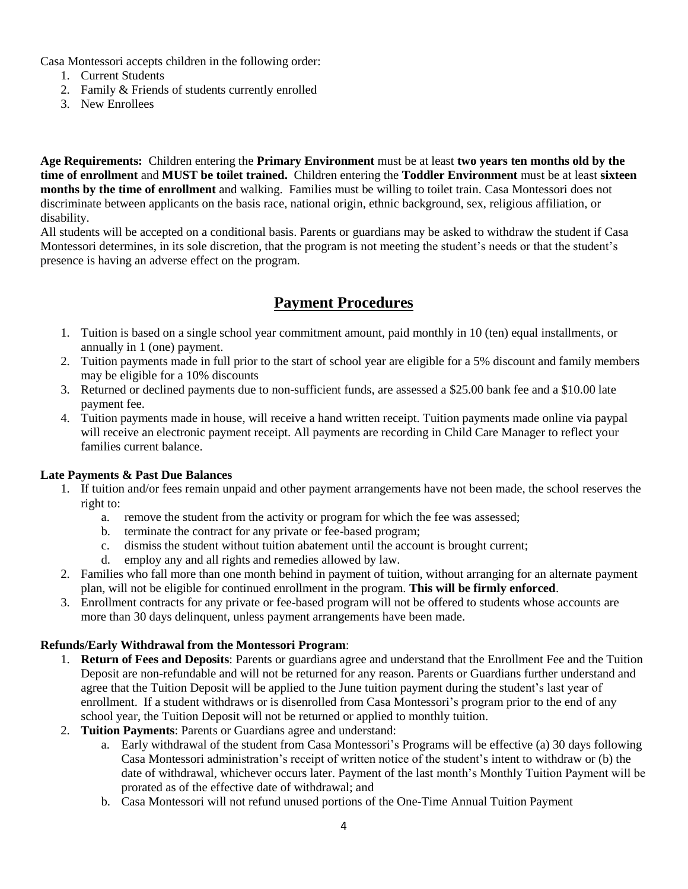Casa Montessori accepts children in the following order:

1. Current Students
2. Family & Friends of students currently enrolled
3. New Enrollees

**Age Requirements:** Children entering the **Primary Environment** must be at least **two years ten months old by the time of enrollment** and **MUST be toilet trained.** Children entering the **Toddler Environment** must be at least **sixteen months by the time of enrollment** and walking. Families must be willing to toilet train. Casa Montessori does not discriminate between applicants on the basis race, national origin, ethnic background, sex, religious affiliation, or disability.

All students will be accepted on a conditional basis. Parents or guardians may be asked to withdraw the student if Casa Montessori determines, in its sole discretion, that the program is not meeting the student's needs or that the student's presence is having an adverse effect on the program.

## Payment Procedures

1. Tuition is based on a single school year commitment amount, paid monthly in 10 (ten) equal installments, or annually in 1 (one) payment.
2. Tuition payments made in full prior to the start of school year are eligible for a 5% discount and family members may be eligible for a 10% discounts
3. Returned or declined payments due to non-sufficient funds, are assessed a $25.00 bank fee and a $10.00 late payment fee.
4. Tuition payments made in house, will receive a hand written receipt. Tuition payments made online via paypal will receive an electronic payment receipt. All payments are recording in Child Care Manager to reflect your families current balance.

**Late Payments & Past Due Balances**

1. If tuition and/or fees remain unpaid and other payment arrangements have not been made, the school reserves the right to:
   a. remove the student from the activity or program for which the fee was assessed;
   b. terminate the contract for any private or fee-based program;
   c. dismiss the student without tuition abatement until the account is brought current;
   d. employ any and all rights and remedies allowed by law.
2. Families who fall more than one month behind in payment of tuition, without arranging for an alternate payment plan, will not be eligible for continued enrollment in the program. **This will be firmly enforced**.
3. Enrollment contracts for any private or fee-based program will not be offered to students whose accounts are more than 30 days delinquent, unless payment arrangements have been made.

**Refunds/Early Withdrawal from the Montessori Program**:

1. **Return of Fees and Deposits**: Parents or guardians agree and understand that the Enrollment Fee and the Tuition Deposit are non-refundable and will not be returned for any reason. Parents or Guardians further understand and agree that the Tuition Deposit will be applied to the June tuition payment during the student's last year of enrollment. If a student withdraws or is disenrolled from Casa Montessori's program prior to the end of any school year, the Tuition Deposit will not be returned or applied to monthly tuition.
2. **Tuition Payments**: Parents or Guardians agree and understand:
   a. Early withdrawal of the student from Casa Montessori's Programs will be effective (a) 30 days following Casa Montessori administration's receipt of written notice of the student's intent to withdraw or (b) the date of withdrawal, whichever occurs later. Payment of the last month's Monthly Tuition Payment will be prorated as of the effective date of withdrawal; and
   b. Casa Montessori will not refund unused portions of the One-Time Annual Tuition Payment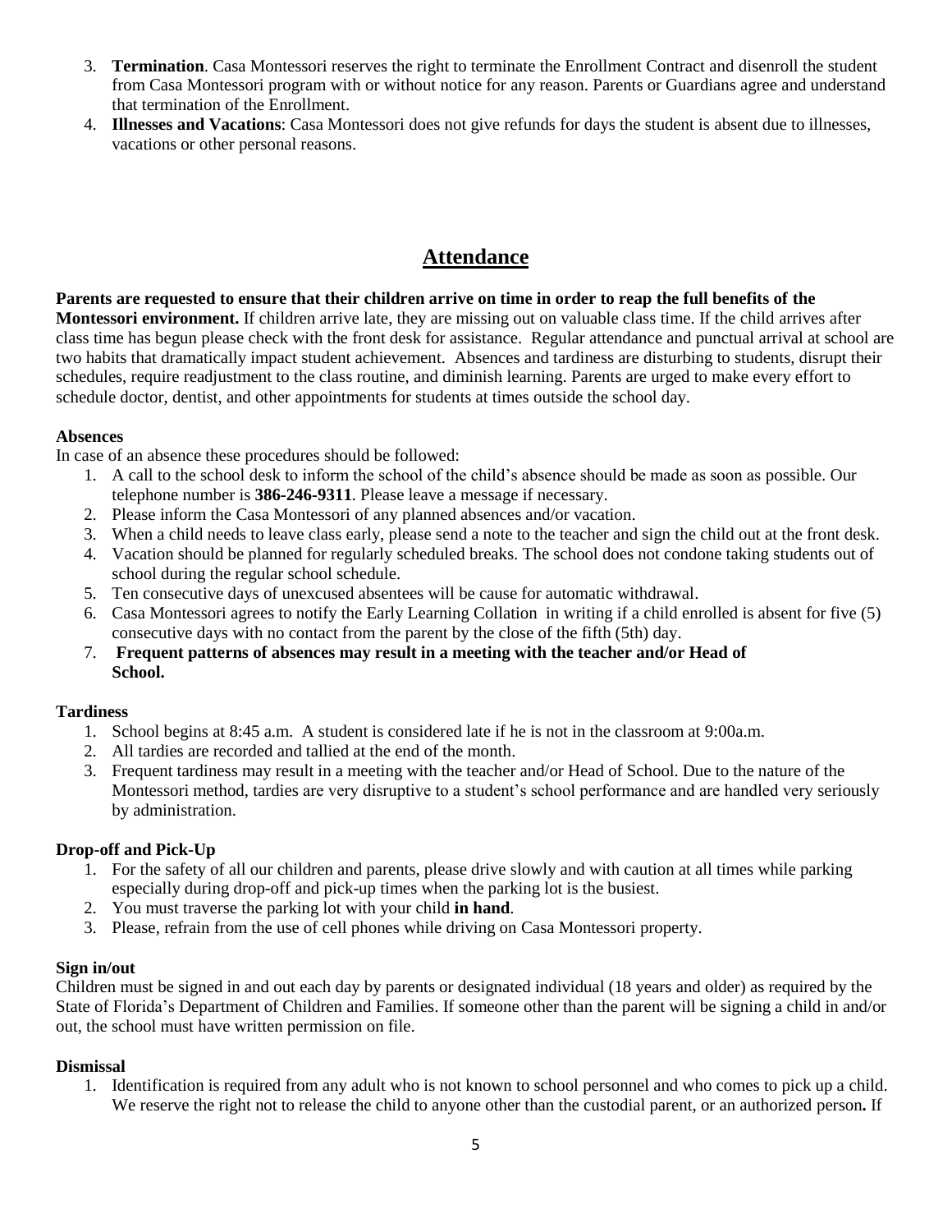3. **Termination**. Casa Montessori reserves the right to terminate the Enrollment Contract and disenroll the student from Casa Montessori program with or without notice for any reason. Parents or Guardians agree and understand that termination of the Enrollment.
4. **Illnesses and Vacations**: Casa Montessori does not give refunds for days the student is absent due to illnesses, vacations or other personal reasons.

## Attendance

**Parents are requested to ensure that their children arrive on time in order to reap the full benefits of the Montessori environment.** If children arrive late, they are missing out on valuable class time. If the child arrives after class time has begun please check with the front desk for assistance. Regular attendance and punctual arrival at school are two habits that dramatically impact student achievement. Absences and tardiness are disturbing to students, disrupt their schedules, require readjustment to the class routine, and diminish learning. Parents are urged to make every effort to schedule doctor, dentist, and other appointments for students at times outside the school day.

**Absences**

In case of an absence these procedures should be followed:

1. A call to the school desk to inform the school of the child's absence should be made as soon as possible. Our telephone number is **386-246-9311**. Please leave a message if necessary.
2. Please inform the Casa Montessori of any planned absences and/or vacation.
3. When a child needs to leave class early, please send a note to the teacher and sign the child out at the front desk.
4. Vacation should be planned for regularly scheduled breaks. The school does not condone taking students out of school during the regular school schedule.
5. Ten consecutive days of unexcused absentees will be cause for automatic withdrawal.
6. Casa Montessori agrees to notify the Early Learning Collation in writing if a child enrolled is absent for five (5) consecutive days with no contact from the parent by the close of the fifth (5th) day.
7. **Frequent patterns of absences may result in a meeting with the teacher and/or Head of School.**

**Tardiness**

1. School begins at 8:45 a.m. A student is considered late if he is not in the classroom at 9:00a.m.
2. All tardies are recorded and tallied at the end of the month.
3. Frequent tardiness may result in a meeting with the teacher and/or Head of School. Due to the nature of the Montessori method, tardies are very disruptive to a student's school performance and are handled very seriously by administration.

**Drop-off and Pick-Up**

1. For the safety of all our children and parents, please drive slowly and with caution at all times while parking especially during drop-off and pick-up times when the parking lot is the busiest.
2. You must traverse the parking lot with your child **in hand**.
3. Please, refrain from the use of cell phones while driving on Casa Montessori property.

**Sign in/out**

Children must be signed in and out each day by parents or designated individual (18 years and older) as required by the State of Florida's Department of Children and Families. If someone other than the parent will be signing a child in and/or out, the school must have written permission on file.

**Dismissal**

1. Identification is required from any adult who is not known to school personnel and who comes to pick up a child. We reserve the right not to release the child to anyone other than the custodial parent, or an authorized person**.** If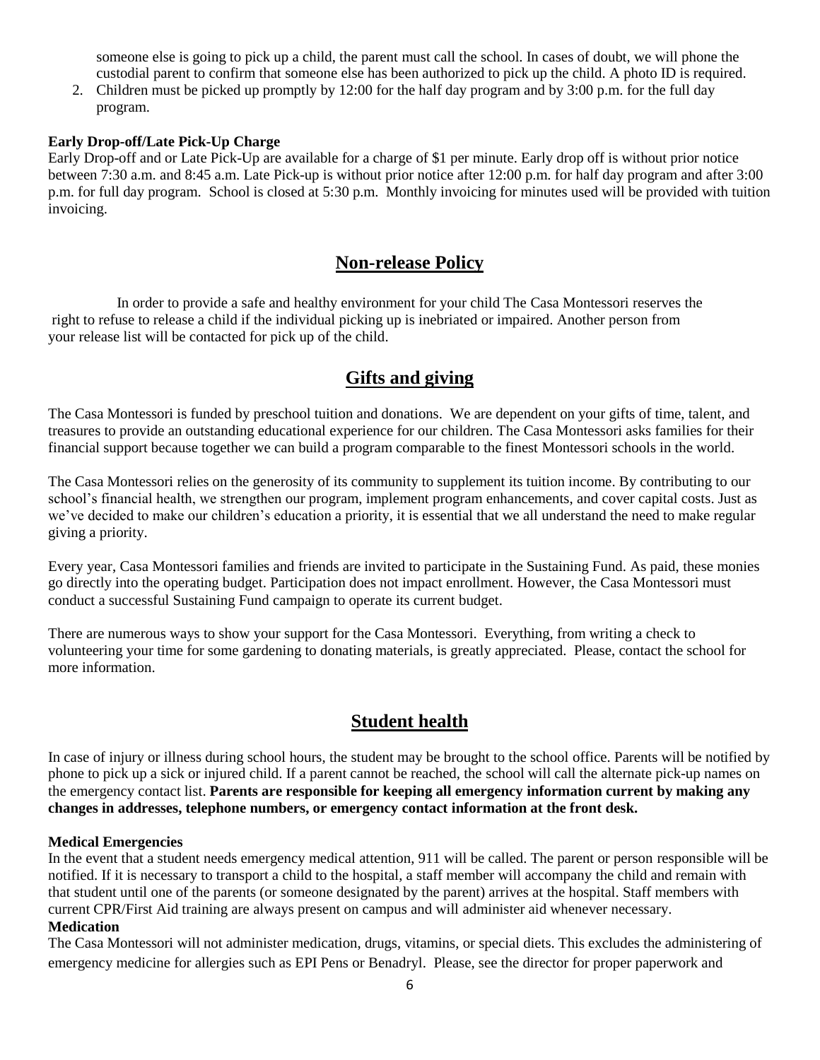someone else is going to pick up a child, the parent must call the school. In cases of doubt, we will phone the custodial parent to confirm that someone else has been authorized to pick up the child. A photo ID is required.

2. Children must be picked up promptly by 12:00 for the half day program and by 3:00 p.m. for the full day program.

**Early Drop-off/Late Pick-Up Charge**

Early Drop-off and or Late Pick-Up are available for a charge of $1 per minute. Early drop off is without prior notice between 7:30 a.m. and 8:45 a.m. Late Pick-up is without prior notice after 12:00 p.m. for half day program and after 3:00 p.m. for full day program. School is closed at 5:30 p.m. Monthly invoicing for minutes used will be provided with tuition invoicing.

## Non-release Policy

In order to provide a safe and healthy environment for your child The Casa Montessori reserves the right to refuse to release a child if the individual picking up is inebriated or impaired. Another person from your release list will be contacted for pick up of the child.

## Gifts and giving

The Casa Montessori is funded by preschool tuition and donations. We are dependent on your gifts of time, talent, and treasures to provide an outstanding educational experience for our children. The Casa Montessori asks families for their financial support because together we can build a program comparable to the finest Montessori schools in the world.

The Casa Montessori relies on the generosity of its community to supplement its tuition income. By contributing to our school's financial health, we strengthen our program, implement program enhancements, and cover capital costs. Just as we've decided to make our children's education a priority, it is essential that we all understand the need to make regular giving a priority.

Every year, Casa Montessori families and friends are invited to participate in the Sustaining Fund. As paid, these monies go directly into the operating budget. Participation does not impact enrollment. However, the Casa Montessori must conduct a successful Sustaining Fund campaign to operate its current budget.

There are numerous ways to show your support for the Casa Montessori. Everything, from writing a check to volunteering your time for some gardening to donating materials, is greatly appreciated. Please, contact the school for more information.

## Student health

In case of injury or illness during school hours, the student may be brought to the school office. Parents will be notified by phone to pick up a sick or injured child. If a parent cannot be reached, the school will call the alternate pick-up names on the emergency contact list. **Parents are responsible for keeping all emergency information current by making any changes in addresses, telephone numbers, or emergency contact information at the front desk.**

**Medical Emergencies**

In the event that a student needs emergency medical attention, 911 will be called. The parent or person responsible will be notified. If it is necessary to transport a child to the hospital, a staff member will accompany the child and remain with that student until one of the parents (or someone designated by the parent) arrives at the hospital. Staff members with current CPR/First Aid training are always present on campus and will administer aid whenever necessary.

**Medication**

The Casa Montessori will not administer medication, drugs, vitamins, or special diets. This excludes the administering of emergency medicine for allergies such as EPI Pens or Benadryl. Please, see the director for proper paperwork and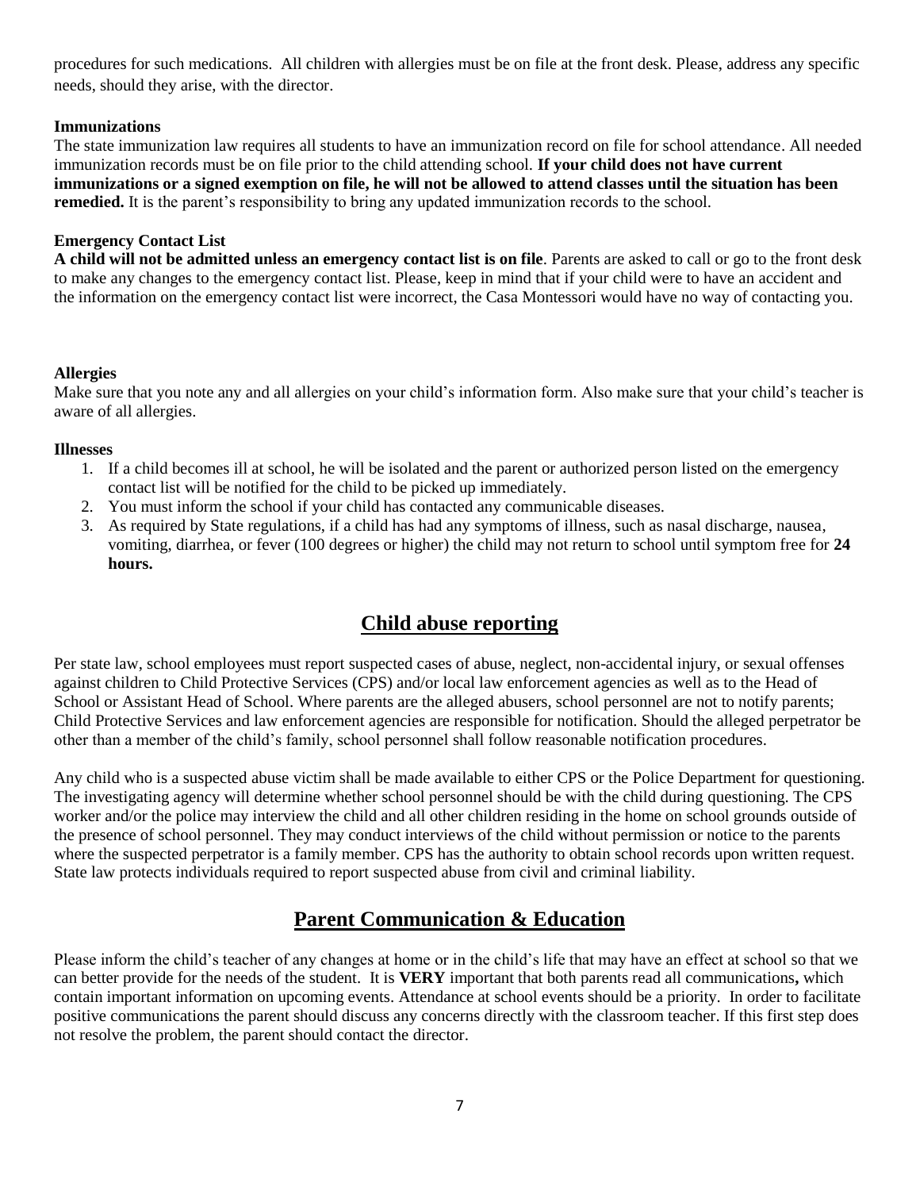procedures for such medications. All children with allergies must be on file at the front desk. Please, address any specific needs, should they arise, with the director.

**Immunizations**

The state immunization law requires all students to have an immunization record on file for school attendance. All needed immunization records must be on file prior to the child attending school. **If your child does not have current immunizations or a signed exemption on file, he will not be allowed to attend classes until the situation has been remedied.** It is the parent's responsibility to bring any updated immunization records to the school.

**Emergency Contact List**

**A child will not be admitted unless an emergency contact list is on file**. Parents are asked to call or go to the front desk to make any changes to the emergency contact list. Please, keep in mind that if your child were to have an accident and the information on the emergency contact list were incorrect, the Casa Montessori would have no way of contacting you.

**Allergies**

Make sure that you note any and all allergies on your child's information form. Also make sure that your child's teacher is aware of all allergies.

**Illnesses**

1. If a child becomes ill at school, he will be isolated and the parent or authorized person listed on the emergency contact list will be notified for the child to be picked up immediately.
2. You must inform the school if your child has contacted any communicable diseases.
3. As required by State regulations, if a child has had any symptoms of illness, such as nasal discharge, nausea, vomiting, diarrhea, or fever (100 degrees or higher) the child may not return to school until symptom free for **24 hours.**

## Child abuse reporting

Per state law, school employees must report suspected cases of abuse, neglect, non-accidental injury, or sexual offenses against children to Child Protective Services (CPS) and/or local law enforcement agencies as well as to the Head of School or Assistant Head of School. Where parents are the alleged abusers, school personnel are not to notify parents; Child Protective Services and law enforcement agencies are responsible for notification. Should the alleged perpetrator be other than a member of the child's family, school personnel shall follow reasonable notification procedures.

Any child who is a suspected abuse victim shall be made available to either CPS or the Police Department for questioning. The investigating agency will determine whether school personnel should be with the child during questioning. The CPS worker and/or the police may interview the child and all other children residing in the home on school grounds outside of the presence of school personnel. They may conduct interviews of the child without permission or notice to the parents where the suspected perpetrator is a family member. CPS has the authority to obtain school records upon written request. State law protects individuals required to report suspected abuse from civil and criminal liability.

## Parent Communication & Education

Please inform the child's teacher of any changes at home or in the child's life that may have an effect at school so that we can better provide for the needs of the student. It is **VERY** important that both parents read all communications**,** which contain important information on upcoming events. Attendance at school events should be a priority. In order to facilitate positive communications the parent should discuss any concerns directly with the classroom teacher. If this first step does not resolve the problem, the parent should contact the director.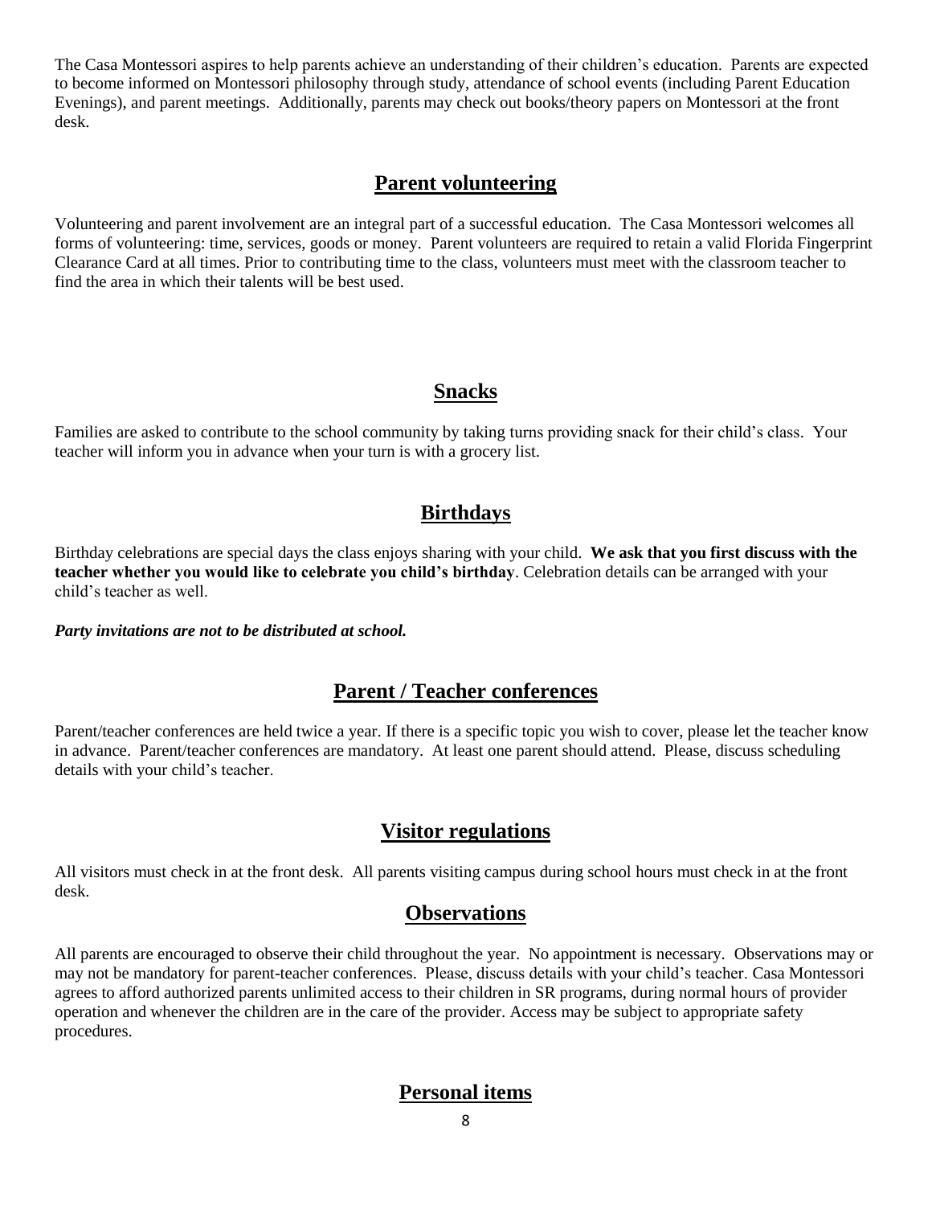The Casa Montessori aspires to help parents achieve an understanding of their children's education. Parents are expected to become informed on Montessori philosophy through study, attendance of school events (including Parent Education Evenings), and parent meetings. Additionally, parents may check out books/theory papers on Montessori at the front desk.

## Parent volunteering

Volunteering and parent involvement are an integral part of a successful education. The Casa Montessori welcomes all forms of volunteering: time, services, goods or money. Parent volunteers are required to retain a valid Florida Fingerprint Clearance Card at all times. Prior to contributing time to the class, volunteers must meet with the classroom teacher to find the area in which their talents will be best used.

## Snacks

Families are asked to contribute to the school community by taking turns providing snack for their child's class. Your teacher will inform you in advance when your turn is with a grocery list.

## Birthdays

Birthday celebrations are special days the class enjoys sharing with your child. **We ask that you first discuss with the teacher whether you would like to celebrate you child's birthday**. Celebration details can be arranged with your child's teacher as well.

***Party invitations are not to be distributed at school.***

## Parent / Teacher conferences

Parent/teacher conferences are held twice a year. If there is a specific topic you wish to cover, please let the teacher know in advance. Parent/teacher conferences are mandatory. At least one parent should attend. Please, discuss scheduling details with your child's teacher.

## Visitor regulations

All visitors must check in at the front desk. All parents visiting campus during school hours must check in at the front desk.

## Observations

All parents are encouraged to observe their child throughout the year. No appointment is necessary. Observations may or may not be mandatory for parent-teacher conferences. Please, discuss details with your child's teacher. Casa Montessori agrees to afford authorized parents unlimited access to their children in SR programs, during normal hours of provider operation and whenever the children are in the care of the provider. Access may be subject to appropriate safety procedures.

## Personal items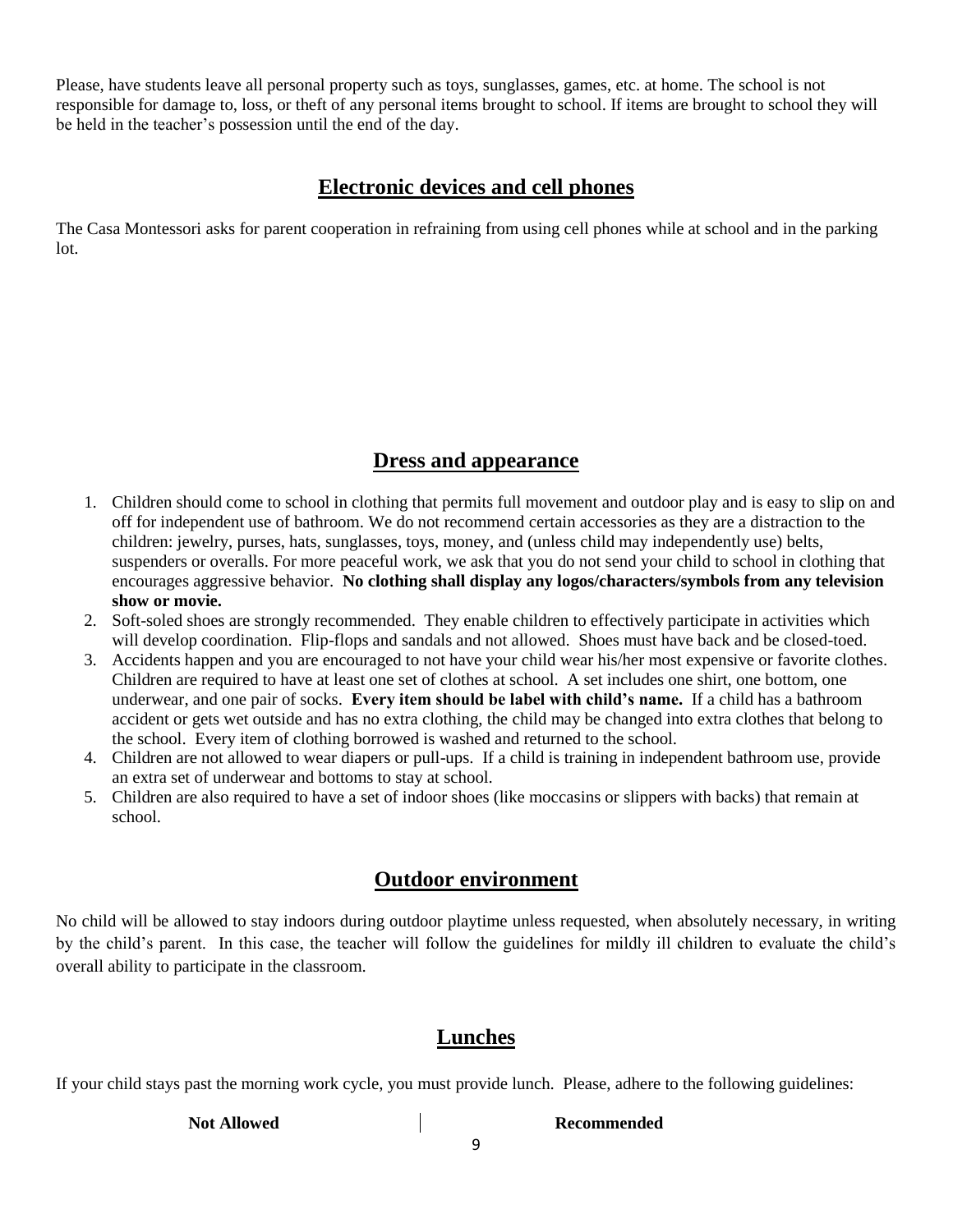Please, have students leave all personal property such as toys, sunglasses, games, etc. at home. The school is not responsible for damage to, loss, or theft of any personal items brought to school. If items are brought to school they will be held in the teacher's possession until the end of the day.

## Electronic devices and cell phones

The Casa Montessori asks for parent cooperation in refraining from using cell phones while at school and in the parking lot.

## Dress and appearance

1. Children should come to school in clothing that permits full movement and outdoor play and is easy to slip on and off for independent use of bathroom. We do not recommend certain accessories as they are a distraction to the children: jewelry, purses, hats, sunglasses, toys, money, and (unless child may independently use) belts, suspenders or overalls. For more peaceful work, we ask that you do not send your child to school in clothing that encourages aggressive behavior. **No clothing shall display any logos/characters/symbols from any television show or movie.**
2. Soft-soled shoes are strongly recommended. They enable children to effectively participate in activities which will develop coordination. Flip-flops and sandals and not allowed. Shoes must have back and be closed-toed.
3. Accidents happen and you are encouraged to not have your child wear his/her most expensive or favorite clothes. Children are required to have at least one set of clothes at school. A set includes one shirt, one bottom, one underwear, and one pair of socks. **Every item should be label with child's name.** If a child has a bathroom accident or gets wet outside and has no extra clothing, the child may be changed into extra clothes that belong to the school. Every item of clothing borrowed is washed and returned to the school.
4. Children are not allowed to wear diapers or pull-ups. If a child is training in independent bathroom use, provide an extra set of underwear and bottoms to stay at school.
5. Children are also required to have a set of indoor shoes (like moccasins or slippers with backs) that remain at school.

## Outdoor environment

No child will be allowed to stay indoors during outdoor playtime unless requested, when absolutely necessary, in writing by the child's parent. In this case, the teacher will follow the guidelines for mildly ill children to evaluate the child's overall ability to participate in the classroom.

## Lunches

If your child stays past the morning work cycle, you must provide lunch. Please, adhere to the following guidelines:

| **Not Allowed** | **Recommended** |
| --- | --- |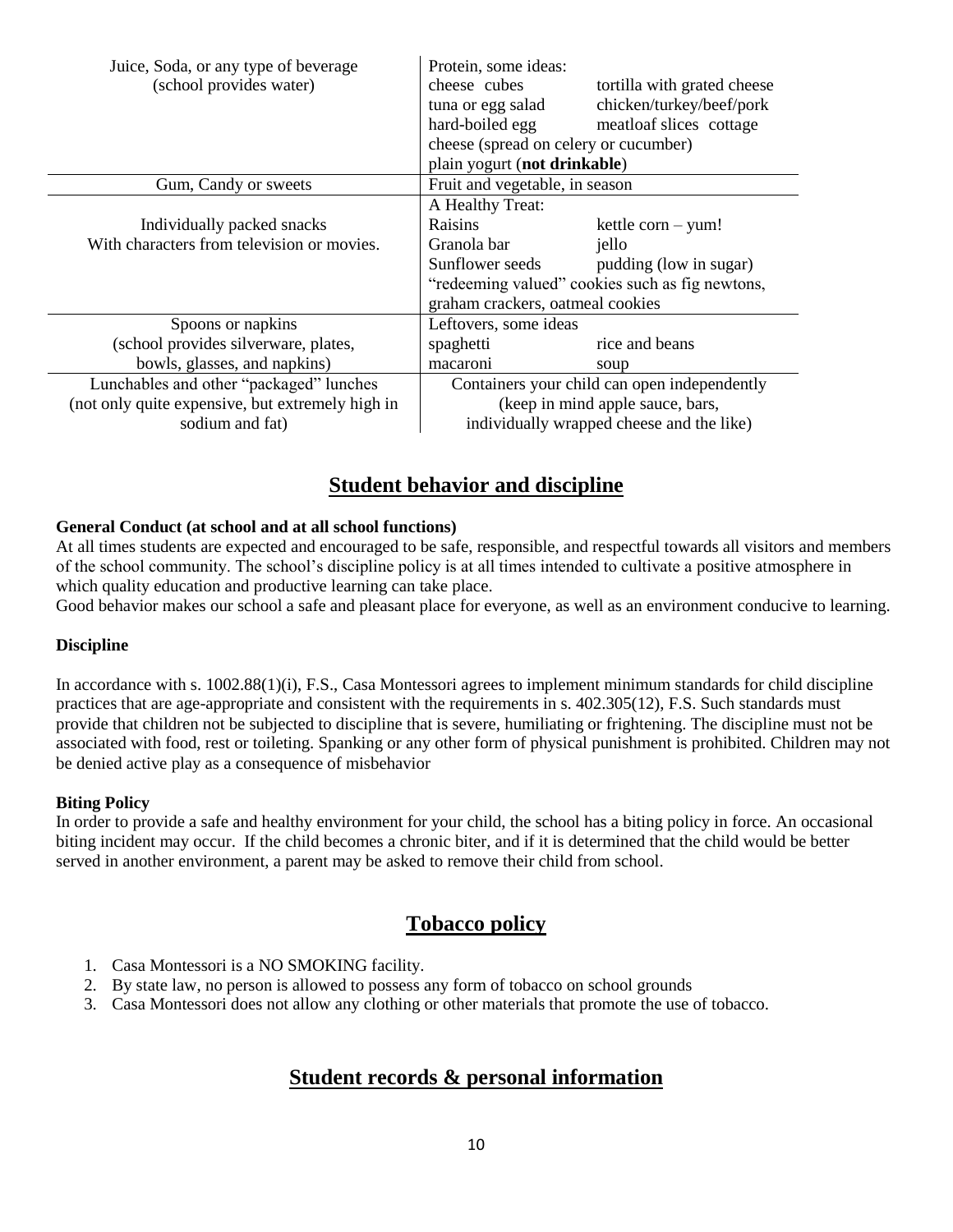| | |
|---|---|
| Juice, Soda, or any type of beverage (school provides water) | Protein, some ideas: cheese cubes, tortilla with grated cheese, tuna or egg salad, chicken/turkey/beef/pork, hard-boiled egg, meatloaf slices cottage cheese (spread on celery or cucumber), plain yogurt (**not drinkable**) |
| Gum, Candy or sweets | Fruit and vegetable, in season |
| Individually packed snacks With characters from television or movies. | A Healthy Treat: Raisins, kettle corn – yum!, Granola bar, jello, Sunflower seeds, pudding (low in sugar), "redeeming valued" cookies such as fig newtons, graham crackers, oatmeal cookies |
| Spoons or napkins (school provides silverware, plates, bowls, glasses, and napkins) | Leftovers, some ideas spaghetti, rice and beans, macaroni, soup |
| Lunchables and other "packaged" lunches (not only quite expensive, but extremely high in sodium and fat) | Containers your child can open independently (keep in mind apple sauce, bars, individually wrapped cheese and the like) |

## Student behavior and discipline

**General Conduct (at school and at all school functions)**

At all times students are expected and encouraged to be safe, responsible, and respectful towards all visitors and members of the school community. The school's discipline policy is at all times intended to cultivate a positive atmosphere in which quality education and productive learning can take place.

Good behavior makes our school a safe and pleasant place for everyone, as well as an environment conducive to learning.

**Discipline**

In accordance with s. 1002.88(1)(i), F.S., Casa Montessori agrees to implement minimum standards for child discipline practices that are age-appropriate and consistent with the requirements in s. 402.305(12), F.S. Such standards must provide that children not be subjected to discipline that is severe, humiliating or frightening. The discipline must not be associated with food, rest or toileting. Spanking or any other form of physical punishment is prohibited. Children may not be denied active play as a consequence of misbehavior

**Biting Policy**

In order to provide a safe and healthy environment for your child, the school has a biting policy in force. An occasional biting incident may occur. If the child becomes a chronic biter, and if it is determined that the child would be better served in another environment, a parent may be asked to remove their child from school.

## Tobacco policy

1. Casa Montessori is a NO SMOKING facility.
2. By state law, no person is allowed to possess any form of tobacco on school grounds
3. Casa Montessori does not allow any clothing or other materials that promote the use of tobacco.

## Student records & personal information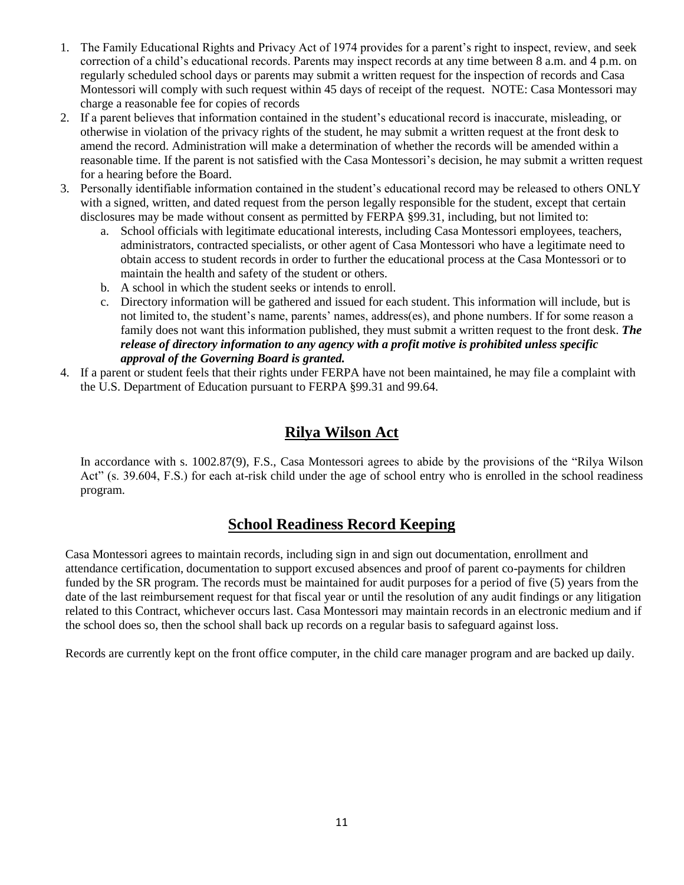1. The Family Educational Rights and Privacy Act of 1974 provides for a parent's right to inspect, review, and seek correction of a child's educational records. Parents may inspect records at any time between 8 a.m. and 4 p.m. on regularly scheduled school days or parents may submit a written request for the inspection of records and Casa Montessori will comply with such request within 45 days of receipt of the request. NOTE: Casa Montessori may charge a reasonable fee for copies of records
2. If a parent believes that information contained in the student's educational record is inaccurate, misleading, or otherwise in violation of the privacy rights of the student, he may submit a written request at the front desk to amend the record. Administration will make a determination of whether the records will be amended within a reasonable time. If the parent is not satisfied with the Casa Montessori's decision, he may submit a written request for a hearing before the Board.
3. Personally identifiable information contained in the student's educational record may be released to others ONLY with a signed, written, and dated request from the person legally responsible for the student, except that certain disclosures may be made without consent as permitted by FERPA §99.31, including, but not limited to:
   a. School officials with legitimate educational interests, including Casa Montessori employees, teachers, administrators, contracted specialists, or other agent of Casa Montessori who have a legitimate need to obtain access to student records in order to further the educational process at the Casa Montessori or to maintain the health and safety of the student or others.
   b. A school in which the student seeks or intends to enroll.
   c. Directory information will be gathered and issued for each student. This information will include, but is not limited to, the student's name, parents' names, address(es), and phone numbers. If for some reason a family does not want this information published, they must submit a written request to the front desk. ***The release of directory information to any agency with a profit motive is prohibited unless specific approval of the Governing Board is granted.***
4. If a parent or student feels that their rights under FERPA have not been maintained, he may file a complaint with the U.S. Department of Education pursuant to FERPA §99.31 and 99.64.

## Rilya Wilson Act

In accordance with s. 1002.87(9), F.S., Casa Montessori agrees to abide by the provisions of the "Rilya Wilson Act" (s. 39.604, F.S.) for each at-risk child under the age of school entry who is enrolled in the school readiness program.

## School Readiness Record Keeping

Casa Montessori agrees to maintain records, including sign in and sign out documentation, enrollment and attendance certification, documentation to support excused absences and proof of parent co-payments for children funded by the SR program. The records must be maintained for audit purposes for a period of five (5) years from the date of the last reimbursement request for that fiscal year or until the resolution of any audit findings or any litigation related to this Contract, whichever occurs last. Casa Montessori may maintain records in an electronic medium and if the school does so, then the school shall back up records on a regular basis to safeguard against loss.

Records are currently kept on the front office computer, in the child care manager program and are backed up daily.